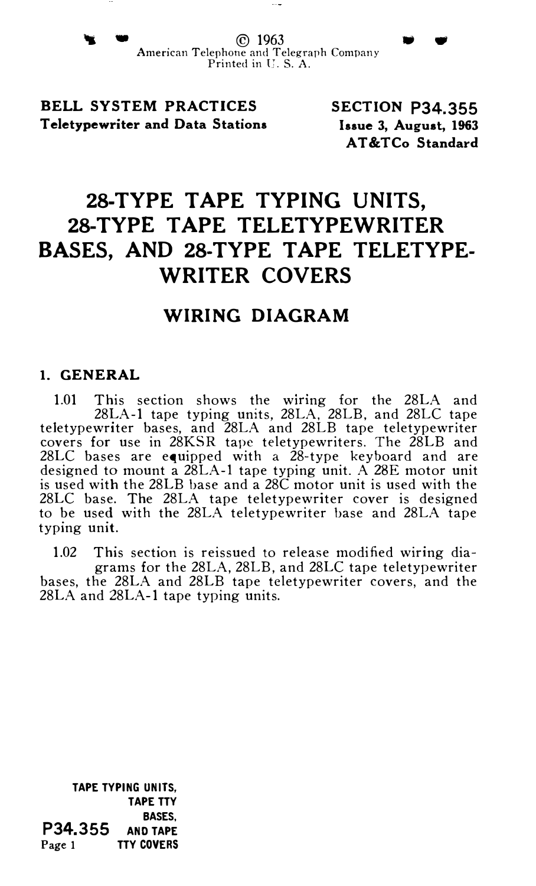© 1963
American Telephone and Telegraph Company
Printed in U. S. A.

**BELL SYSTEM PRACTICES**
**Teletypewriter and Data Stations**

**SECTION P34.355**
**Issue 3, August, 1963**
**AT&TCo Standard**

# 28-TYPE TAPE TYPING UNITS, 28-TYPE TAPE TELETYPEWRITER BASES, AND 28-TYPE TAPE TELETYPE-WRITER COVERS

## WIRING DIAGRAM

### 1. GENERAL

1.01 This section shows the wiring for the 28LA and 28LA-1 tape typing units, 28LA, 28LB, and 28LC tape teletypewriter bases, and 28LA and 28LB tape teletypewriter covers for use in 28KSR tape teletypewriters. The 28LB and 28LC bases are equipped with a 28-type keyboard and are designed to mount a 28LA-1 tape typing unit. A 28E motor unit is used with the 28LB base and a 28C motor unit is used with the 28LC base. The 28LA tape teletypewriter cover is designed to be used with the 28LA teletypewriter base and 28LA tape typing unit.

1.02 This section is reissued to release modified wiring diagrams for the 28LA, 28LB, and 28LC tape teletypewriter bases, the 28LA and 28LB tape teletypewriter covers, and the 28LA and 28LA-1 tape typing units.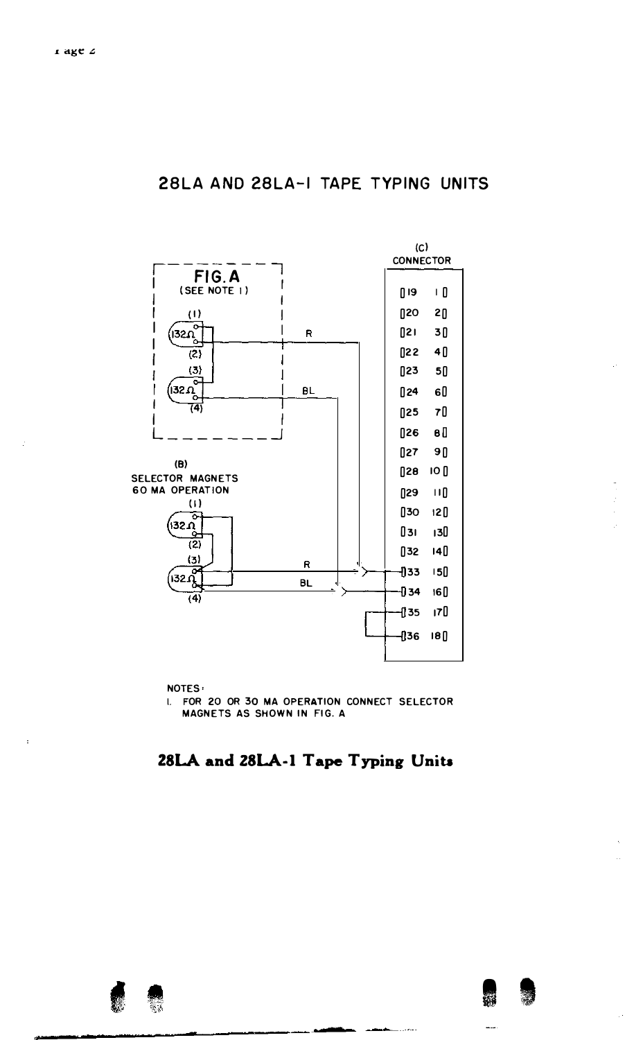## 28LA AND 28LA-1 TAPE TYPING UNITS

FIG. A
(SEE NOTE 1)

(1)
132Ω
(2)
(3)
132Ω
(4)

R

BL

(B)
SELECTOR MAGNETS
60 MA OPERATION

(1)
132Ω
(2)
(3)
132Ω
(4)

R

BL

(C)
CONNECTOR

19 1
20 2
21 3
22 4
23 5
24 6
25 7
26 8
27 9
28 10
29 11
30 12
31 13
32 14
33 15
34 16
35 17
36 18

NOTES:

1. FOR 20 OR 30 MA OPERATION CONNECT SELECTOR MAGNETS AS SHOWN IN FIG. A

**28LA and 28LA-1 Tape Typing Units**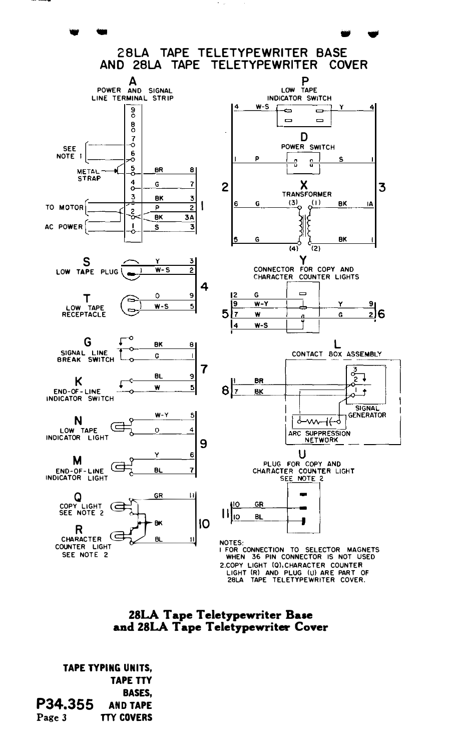# 28LA TAPE TELETYPEWRITER BASE AND 28LA TAPE TELETYPEWRITER COVER

**A** POWER AND SIGNAL LINE TERMINAL STRIP

SEE NOTE 1

METAL STRAP

TO MOTOR

AC POWER

**S** LOW TAPE PLUG

**T** LOW TAPE RECEPTACLE

**G** SIGNAL LINE BREAK SWITCH

**K** END-OF-LINE INDICATOR SWITCH

**N** LOW TAPE INDICATOR LIGHT

**M** END-OF-LINE INDICATOR LIGHT

**Q** COPY LIGHT SEE NOTE 2

**R** CHARACTER COUNTER LIGHT SEE NOTE 2

**P** LOW TAPE INDICATOR SWITCH

**D** POWER SWITCH

**X** TRANSFORMER

**Y** CONNECTOR FOR COPY AND CHARACTER COUNTER LIGHTS

**L** CONTACT BOX ASSEMBLY

SIGNAL GENERATOR

ARC SUPPRESSION NETWORK

**U** PLUG FOR COPY AND CHARACTER COUNTER LIGHT SEE NOTE 2

NOTES:

1. FOR CONNECTION TO SELECTOR MAGNETS WHEN 36 PIN CONNECTOR IS NOT USED
2. COPY LIGHT (Q), CHARACTER COUNTER LIGHT (R) AND PLUG (U) ARE PART OF 28LA TAPE TELETYPEWRITER COVER.

**28LA Tape Teletypewriter Base and 28LA Tape Teletypewriter Cover**

TAPE TYPING UNITS, TAPE TTY BASES, AND TAPE TTY COVERS

P34.355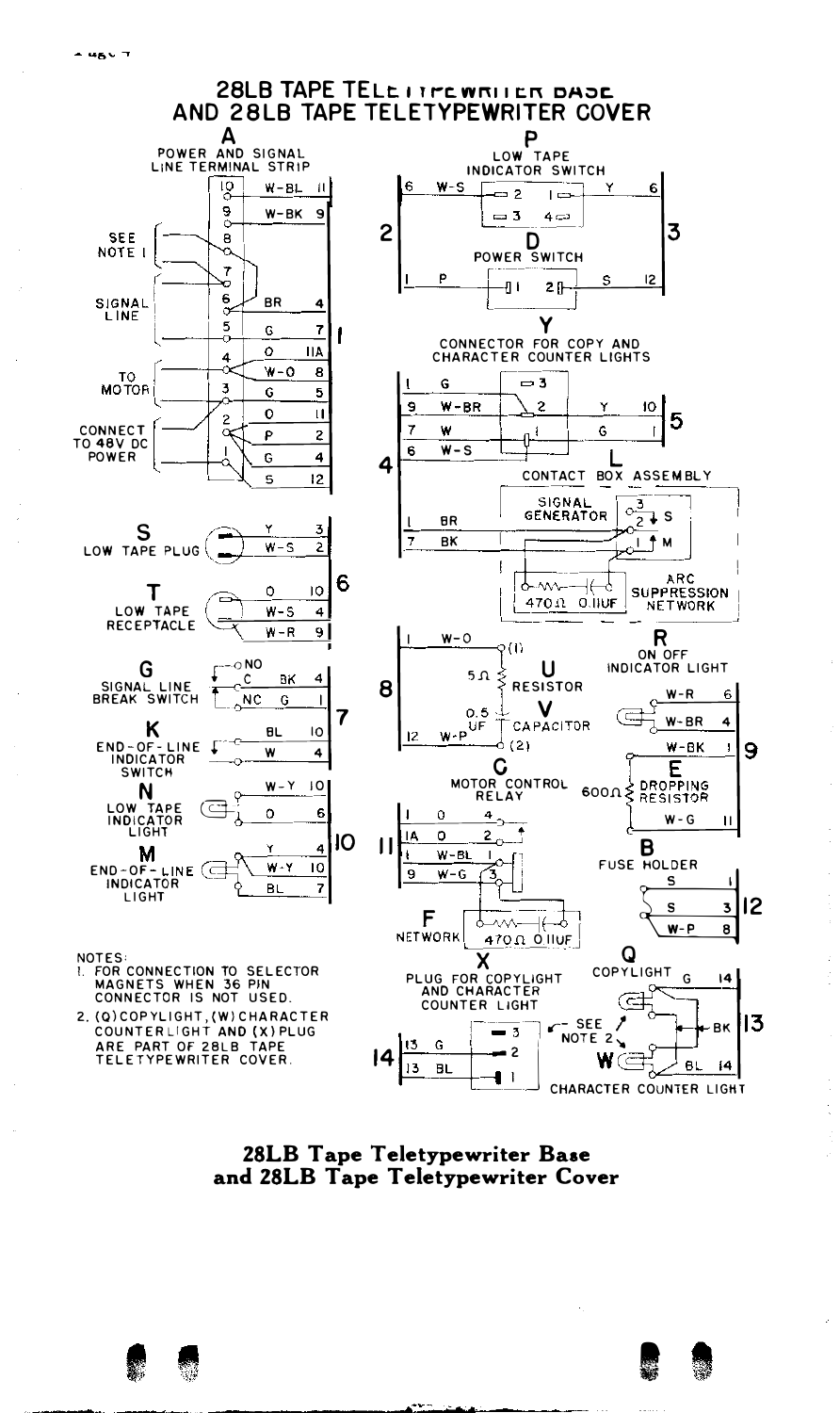# 28LB TAPE TELETYPEWRITER BASE AND 28LB TAPE TELETYPEWRITER COVER

**A** POWER AND SIGNAL LINE TERMINAL STRIP

| Terminal | Wire | Connector |
|---|---|---|
| 10 | W-BL | 11 |
| 9 | W-BK | 9 |
| 8 | | |
| 7 | | |
| 6 | BR | 4 |
| 5 | G | 7 |
| 4 | O | 11A |
| 4 | W-O | 8 |
| 3 | G | 5 |
| 2 | O | 11 |
| 2 | P | 2 |
| 1 | G | 4 |
| 1 | S | 12 |

SEE NOTE 1 (terminals 8, 7)
SIGNAL LINE (terminals 6, 5)
TO MOTOR (terminals 4, 3)
CONNECT TO 48V DC POWER (terminals 2, 1)

**P** LOW TAPE INDICATOR SWITCH
2: 6 W-S — Y 6 :3

**D** POWER SWITCH
2: 1 P — S 12 :3

**Y** CONNECTOR FOR COPY AND CHARACTER COUNTER LIGHTS
4: 1 G, 9 W-BR, 7 W, 6 W-S — 5: Y 10, G 1

**L** CONTACT BOX ASSEMBLY
SIGNAL GENERATOR — 4: 1 BR, 7 BK (S, M)
ARC SUPPRESSION NETWORK 470Ω 0.11UF

**S** LOW TAPE PLUG — Y 3, W-S 2 (6)

**T** LOW TAPE RECEPTACLE — O 10, W-S 4, W-R 9 (6)

**G** SIGNAL LINE BREAK SWITCH — NO; C BK 4; NC G 1 (7)

**K** END-OF-LINE INDICATOR SWITCH — BL 10, W 4 (7)

**N** LOW TAPE INDICATOR LIGHT — W-Y 10, O 6 (10)

**M** END-OF-LINE INDICATOR LIGHT — Y 4, W-Y 10, BL 7 (10)

**U** RESISTOR 5Ω — 8: 1 W-O (1)

**V** CAPACITOR 0.5 UF — 8: 12 W-P (2)

**C** MOTOR CONTROL RELAY — 11: 1 O 4, 1A O 2, 1 W-BL 1, 9 W-G 3

**F** NETWORK 470Ω 0.11UF

**R** ON OFF INDICATOR LIGHT — W-R 6, W-BR 4 (9)

**E** DROPPING RESISTOR 600Ω — W-BK 1, W-G 11 (9)

**B** FUSE HOLDER — S 1, S 3, W-P 8 (12)

**Q** COPYLIGHT — G 14, BK (13)

**W** CHARACTER COUNTER LIGHT — BL 14 (13)

**X** PLUG FOR COPYLIGHT AND CHARACTER COUNTER LIGHT — 14: 13 G, 13 BL (3, 2, 1) — SEE NOTE 2

NOTES:
1. FOR CONNECTION TO SELECTOR MAGNETS WHEN 36 PIN CONNECTOR IS NOT USED.
2. (Q) COPYLIGHT, (W) CHARACTER COUNTERLIGHT AND (X) PLUG ARE PART OF 28LB TAPE TELETYPEWRITER COVER.

**28LB Tape Teletypewriter Base and 28LB Tape Teletypewriter Cover**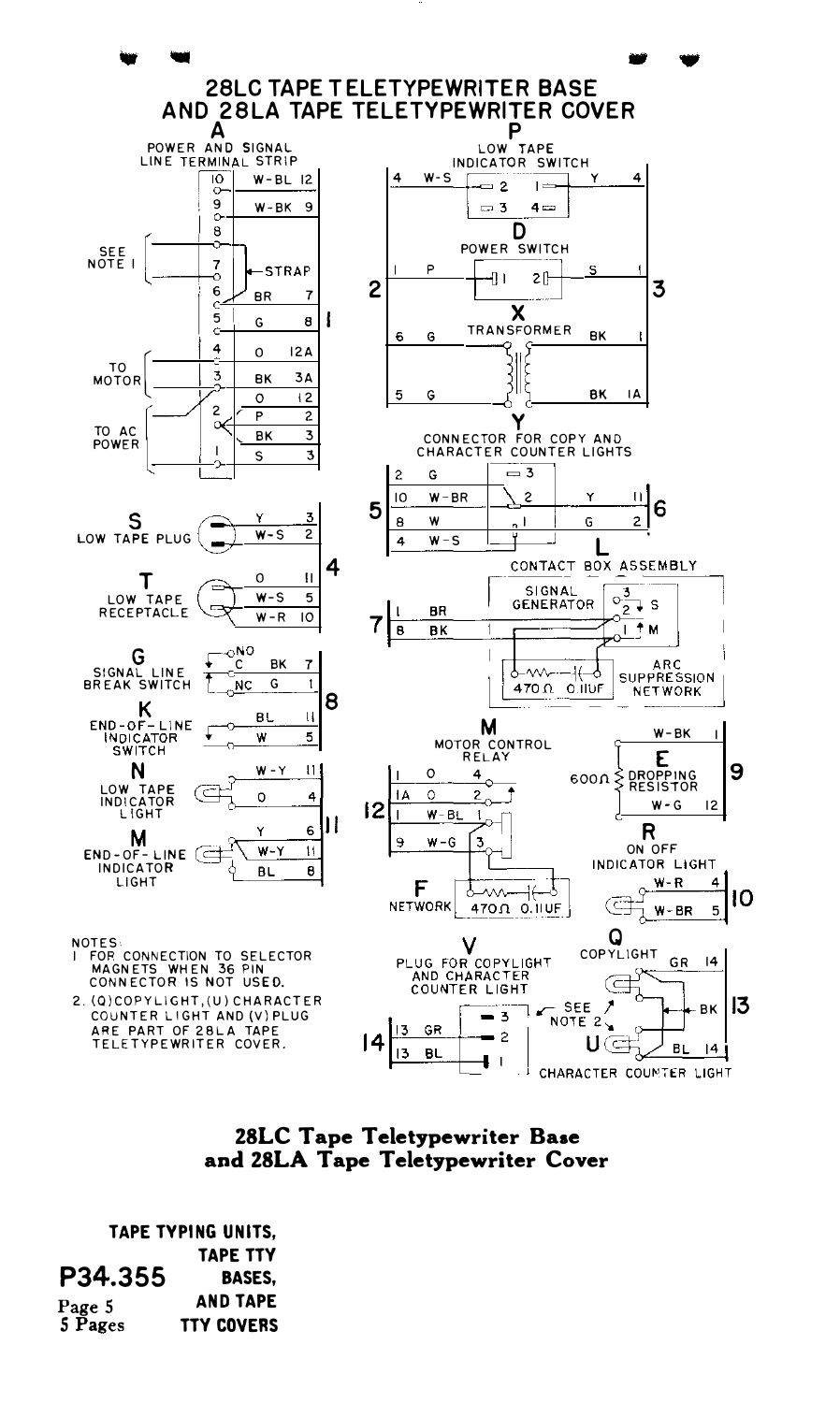# 28LC TAPE TELETYPEWRITER BASE AND 28LA TAPE TELETYPEWRITER COVER

A — POWER AND SIGNAL LINE TERMINAL STRIP

P — LOW TAPE INDICATOR SWITCH

D — POWER SWITCH

X — TRANSFORMER

Y — CONNECTOR FOR COPY AND CHARACTER COUNTER LIGHTS

S — LOW TAPE PLUG

T — LOW TAPE RECEPTACLE

L — CONTACT BOX ASSEMBLY (SIGNAL GENERATOR, ARC SUPPRESSION NETWORK 470 Ω 0.11UF)

G — SIGNAL LINE BREAK SWITCH

K — END-OF-LINE INDICATOR SWITCH

M — MOTOR CONTROL RELAY

E — 600 Ω DROPPING RESISTOR

N — LOW TAPE INDICATOR LIGHT

M — END-OF-LINE INDICATOR LIGHT

F — NETWORK (470 Ω 0.11UF)

R — ON OFF INDICATOR LIGHT

V — PLUG FOR COPYLIGHT AND CHARACTER COUNTER LIGHT

Q — COPYLIGHT

U — CHARACTER COUNTER LIGHT

NOTES:

1. FOR CONNECTION TO SELECTOR MAGNETS WHEN 36 PIN CONNECTOR IS NOT USED.
2. (Q) COPYLIGHT, (U) CHARACTER COUNTER LIGHT AND (V) PLUG ARE PART OF 28LA TAPE TELETYPEWRITER COVER.

**28LC Tape Teletypewriter Base and 28LA Tape Teletypewriter Cover**

**TAPE TYPING UNITS, TAPE TTY BASES, AND TAPE TTY COVERS**

**P34.355**